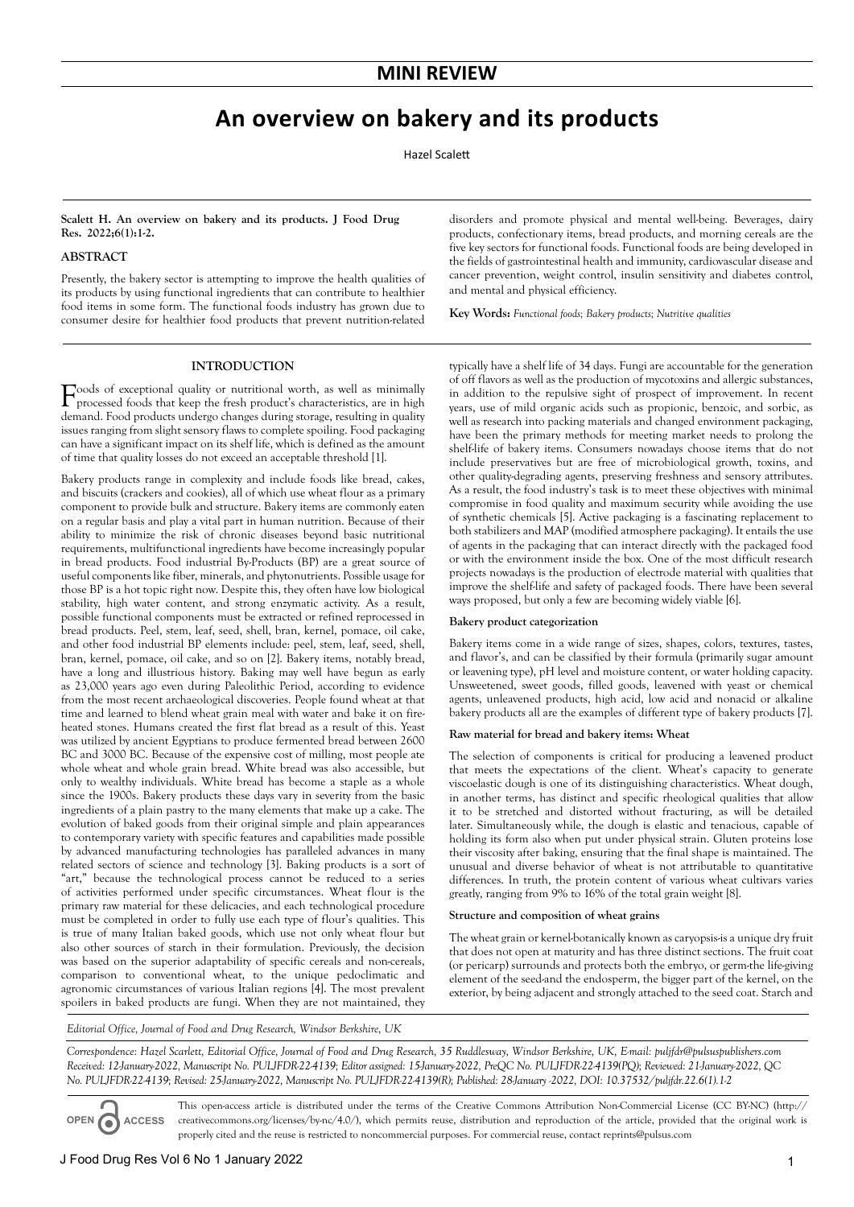**MINI REVIEW**

# An overview on bakery and its products

Hazel Scalett

**Scalett H. An overview on bakery and its products. J Food Drug Res. 2022;6(1):1-2.**

## ABSTRACT

Presently, the bakery sector is attempting to improve the health qualities of its products by using functional ingredients that can contribute to healthier food items in some form. The functional foods industry has grown due to consumer desire for healthier food products that prevent nutrition-related disorders and promote physical and mental well-being. Beverages, dairy products, confectionary items, bread products, and morning cereals are the five key sectors for functional foods. Functional foods are being developed in the fields of gastrointestinal health and immunity, cardiovascular disease and cancer prevention, weight control, insulin sensitivity and diabetes control, and mental and physical efficiency.

**Key Words:** *Functional foods; Bakery products; Nutritive qualities*

## INTRODUCTION

Foods of exceptional quality or nutritional worth, as well as minimally processed foods that keep the fresh product's characteristics, are in high demand. Food products undergo changes during storage, resulting in quality issues ranging from slight sensory flaws to complete spoiling. Food packaging can have a significant impact on its shelf life, which is defined as the amount of time that quality losses do not exceed an acceptable threshold [1].

Bakery products range in complexity and include foods like bread, cakes, and biscuits (crackers and cookies), all of which use wheat flour as a primary component to provide bulk and structure. Bakery items are commonly eaten on a regular basis and play a vital part in human nutrition. Because of their ability to minimize the risk of chronic diseases beyond basic nutritional requirements, multifunctional ingredients have become increasingly popular in bread products. Food industrial By-Products (BP) are a great source of useful components like fiber, minerals, and phytonutrients. Possible usage for those BP is a hot topic right now. Despite this, they often have low biological stability, high water content, and strong enzymatic activity. As a result, possible functional components must be extracted or refined reprocessed in bread products. Peel, stem, leaf, seed, shell, bran, kernel, pomace, oil cake, and other food industrial BP elements include: peel, stem, leaf, seed, shell, bran, kernel, pomace, oil cake, and so on [2]. Bakery items, notably bread, have a long and illustrious history. Baking may well have begun as early as 23,000 years ago even during Paleolithic Period, according to evidence from the most recent archaeological discoveries. People found wheat at that time and learned to blend wheat grain meal with water and bake it on fire-heated stones. Humans created the first flat bread as a result of this. Yeast was utilized by ancient Egyptians to produce fermented bread between 2600 BC and 3000 BC. Because of the expensive cost of milling, most people ate whole wheat and whole grain bread. White bread was also accessible, but only to wealthy individuals. White bread has become a staple as a whole since the 1900s. Bakery products these days vary in severity from the basic ingredients of a plain pastry to the many elements that make up a cake. The evolution of baked goods from their original simple and plain appearances to contemporary variety with specific features and capabilities made possible by advanced manufacturing technologies has paralleled advances in many related sectors of science and technology [3]. Baking products is a sort of "art," because the technological process cannot be reduced to a series of activities performed under specific circumstances. Wheat flour is the primary raw material for these delicacies, and each technological procedure must be completed in order to fully use each type of flour's qualities. This is true of many Italian baked goods, which use not only wheat flour but also other sources of starch in their formulation. Previously, the decision was based on the superior adaptability of specific cereals and non-cereals, comparison to conventional wheat, to the unique pedoclimatic and agronomic circumstances of various Italian regions [4]. The most prevalent spoilers in baked products are fungi. When they are not maintained, they typically have a shelf life of 34 days. Fungi are accountable for the generation of off flavors as well as the production of mycotoxins and allergic substances, in addition to the repulsive sight of prospect of improvement. In recent years, use of mild organic acids such as propionic, benzoic, and sorbic, as well as research into packing materials and changed environment packaging, have been the primary methods for meeting market needs to prolong the shelf-life of bakery items. Consumers nowadays choose items that do not include preservatives but are free of microbiological growth, toxins, and other quality-degrading agents, preserving freshness and sensory attributes. As a result, the food industry's task is to meet these objectives with minimal compromise in food quality and maximum security while avoiding the use of synthetic chemicals [5]. Active packaging is a fascinating replacement to both stabilizers and MAP (modified atmosphere packaging). It entails the use of agents in the packaging that can interact directly with the packaged food or with the environment inside the box. One of the most difficult research projects nowadays is the production of electrode material with qualities that improve the shelf-life and safety of packaged foods. There have been several ways proposed, but only a few are becoming widely viable [6].

### Bakery product categorization

Bakery items come in a wide range of sizes, shapes, colors, textures, tastes, and flavor's, and can be classified by their formula (primarily sugar amount or leavening type), pH level and moisture content, or water holding capacity. Unsweetened, sweet goods, filled goods, leavened with yeast or chemical agents, unleavened products, high acid, low acid and nonacid or alkaline bakery products all are the examples of different type of bakery products [7].

### Raw material for bread and bakery items: Wheat

The selection of components is critical for producing a leavened product that meets the expectations of the client. Wheat's capacity to generate viscoelastic dough is one of its distinguishing characteristics. Wheat dough, in another terms, has distinct and specific rheological qualities that allow it to be stretched and distorted without fracturing, as will be detailed later. Simultaneously while, the dough is elastic and tenacious, capable of holding its form also when put under physical strain. Gluten proteins lose their viscosity after baking, ensuring that the final shape is maintained. The unusual and diverse behavior of wheat is not attributable to quantitative differences. In truth, the protein content of various wheat cultivars varies greatly, ranging from 9% to 16% of the total grain weight [8].

### Structure and composition of wheat grains

The wheat grain or kernel-botanically known as caryopsis-is a unique dry fruit that does not open at maturity and has three distinct sections. The fruit coat (or pericarp) surrounds and protects both the embryo, or germ-the life-giving element of the seed-and the endosperm, the bigger part of the kernel, on the exterior, by being adjacent and strongly attached to the seed coat. Starch and

*Editorial Office, Journal of Food and Drug Research, Windsor Berkshire, UK*

*Correspondence: Hazel Scarlett, Editorial Office, Journal of Food and Drug Research, 35 Ruddlesway, Windsor Berkshire, UK, E-mail: puljfdr@pulsuspublishers.com*
*Received: 12-January-2022, Manuscript No. PULJFDR-22-4139; Editor assigned: 15-January-2022, PreQC No. PULJFDR-22-4139(PQ); Reviewed: 21-January-2022, QC No. PULJFDR-22-4139; Revised: 25-January-2022, Manuscript No. PULJFDR-22-4139(R); Published: 28-January -2022, DOI: 10.37532/puljfdr.22.6(1).1-2*

This open-access article is distributed under the terms of the Creative Commons Attribution Non-Commercial License (CC BY-NC) (http://creativecommons.org/licenses/by-nc/4.0/), which permits reuse, distribution and reproduction of the article, provided that the original work is properly cited and the reuse is restricted to noncommercial purposes. For commercial reuse, contact reprints@pulsus.com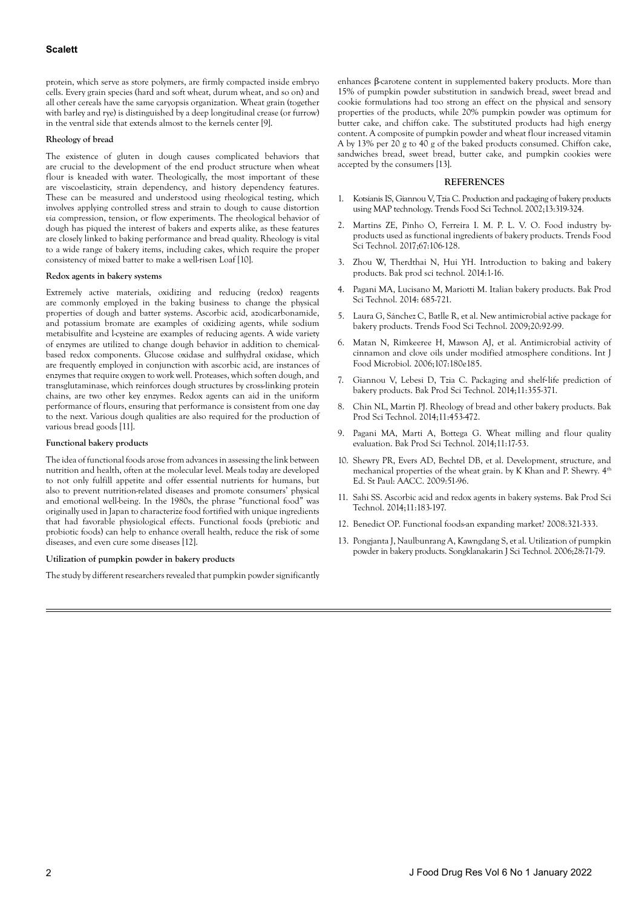protein, which serve as store polymers, are firmly compacted inside embryo cells. Every grain species (hard and soft wheat, durum wheat, and so on) and all other cereals have the same caryopsis organization. Wheat grain (together with barley and rye) is distinguished by a deep longitudinal crease (or furrow) in the ventral side that extends almost to the kernels center [9].

### Rheology of bread

The existence of gluten in dough causes complicated behaviors that are crucial to the development of the end product structure when wheat flour is kneaded with water. Theologically, the most important of these are viscoelasticity, strain dependency, and history dependency features. These can be measured and understood using rheological testing, which involves applying controlled stress and strain to dough to cause distortion *via* compression, tension, or flow experiments. The rheological behavior of dough has piqued the interest of bakers and experts alike, as these features are closely linked to baking performance and bread quality. Rheology is vital to a wide range of bakery items, including cakes, which require the proper consistency of mixed batter to make a well-risen Loaf [10].

### Redox agents in bakery systems

Extremely active materials, oxidizing and reducing (redox) reagents are commonly employed in the baking business to change the physical properties of dough and batter systems. Ascorbic acid, azodicarbonamide, and potassium bromate are examples of oxidizing agents, while sodium metabisulfite and l-cysteine are examples of reducing agents. A wide variety of enzymes are utilized to change dough behavior in addition to chemical-based redox components. Glucose oxidase and sulfhydral oxidase, which are frequently employed in conjunction with ascorbic acid, are instances of enzymes that require oxygen to work well. Proteases, which soften dough, and transglutaminase, which reinforces dough structures by cross-linking protein chains, are two other key enzymes. Redox agents can aid in the uniform performance of flours, ensuring that performance is consistent from one day to the next. Various dough qualities are also required for the production of various bread goods [11].

### Functional bakery products

The idea of functional foods arose from advances in assessing the link between nutrition and health, often at the molecular level. Meals today are developed to not only fulfill appetite and offer essential nutrients for humans, but also to prevent nutrition-related diseases and promote consumers' physical and emotional well-being. In the 1980s, the phrase "functional food" was originally used in Japan to characterize food fortified with unique ingredients that had favorable physiological effects. Functional foods (prebiotic and probiotic foods) can help to enhance overall health, reduce the risk of some diseases, and even cure some diseases [12].

### Utilization of pumpkin powder in bakery products

The study by different researchers revealed that pumpkin powder significantly enhances β-carotene content in supplemented bakery products. More than 15% of pumpkin powder substitution in sandwich bread, sweet bread and cookie formulations had too strong an effect on the physical and sensory properties of the products, while 20% pumpkin powder was optimum for butter cake, and chiffon cake. The substituted products had high energy content. A composite of pumpkin powder and wheat flour increased vitamin A by 13% per 20 g to 40 g of the baked products consumed. Chiffon cake, sandwiches bread, sweet bread, butter cake, and pumpkin cookies were accepted by the consumers [13].

## REFERENCES

1. Kotsianis IS, Giannou V, Tzia C. Production and packaging of bakery products using MAP technology. Trends Food Sci Technol. 2002;13:319-324.
2. Martins ZE, Pinho O, Ferreira I. M. P. L. V. O. Food industry by-products used as functional ingredients of bakery products. Trends Food Sci Technol. 2017;67:106-128.
3. Zhou W, Therdthai N, Hui YH. Introduction to baking and bakery products. Bak prod sci technol. 2014:1-16.
4. Pagani MA, Lucisano M, Mariotti M. Italian bakery products. Bak Prod Sci Technol. 2014: 685-721.
5. Laura G, Sánchez C, Batlle R, et al. New antimicrobial active package for bakery products. Trends Food Sci Technol. 2009;20:92-99.
6. Matan N, Rimkeeree H, Mawson AJ, et al. Antimicrobial activity of cinnamon and clove oils under modified atmosphere conditions. Int J Food Microbiol. 2006;107:180e185.
7. Giannou V, Lebesi D, Tzia C. Packaging and shelf-life prediction of bakery products. Bak Prod Sci Technol. 2014;11:355-371.
8. Chin NL, Martin PJ. Rheology of bread and other bakery products. Bak Prod Sci Technol. 2014;11:453-472.
9. Pagani MA, Marti A, Bottega G. Wheat milling and flour quality evaluation. Bak Prod Sci Technol. 2014;11:17-53.
10. Shewry PR, Evers AD, Bechtel DB, et al. Development, structure, and mechanical properties of the wheat grain. by K Khan and P. Shewry. 4th Ed. St Paul: AACC. 2009:51-96.
11. Sahi SS. Ascorbic acid and redox agents in bakery systems. Bak Prod Sci Technol. 2014;11:183-197.
12. Benedict OP. Functional foods-an expanding market? 2008:321-333.
13. Pongjanta J, Naulbunrang A, Kawngdang S, et al. Utilization of pumpkin powder in bakery products. Songklanakarin J Sci Technol. 2006;28:71-79.